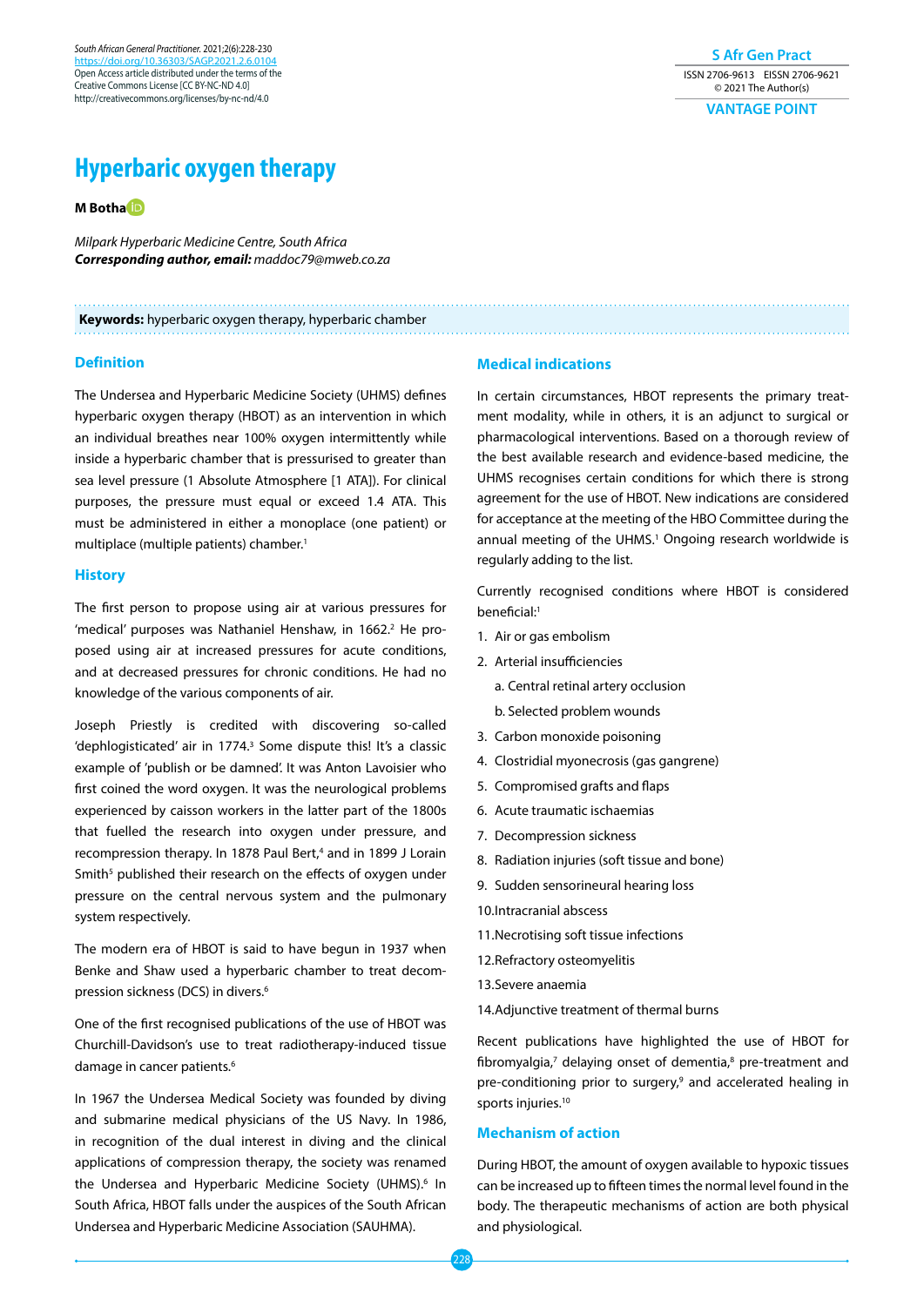# Hyperbaric oxygen therapy

**M Botha**

*Milpark Hyperbaric Medicine Centre, South Africa*
***Corresponding author, email:*** *maddoc79@mweb.co.za*

**Keywords:** hyperbaric oxygen therapy, hyperbaric chamber

## Definition

The Undersea and Hyperbaric Medicine Society (UHMS) defines hyperbaric oxygen therapy (HBOT) as an intervention in which an individual breathes near 100% oxygen intermittently while inside a hyperbaric chamber that is pressurised to greater than sea level pressure (1 Absolute Atmosphere [1 ATA]). For clinical purposes, the pressure must equal or exceed 1.4 ATA. This must be administered in either a monoplace (one patient) or multiplace (multiple patients) chamber.[1]

## History

The first person to propose using air at various pressures for 'medical' purposes was Nathaniel Henshaw, in 1662.[2] He proposed using air at increased pressures for acute conditions, and at decreased pressures for chronic conditions. He had no knowledge of the various components of air.

Joseph Priestly is credited with discovering so-called 'dephlogisticated' air in 1774.[3] Some dispute this! It's a classic example of 'publish or be damned'. It was Anton Lavoisier who first coined the word oxygen. It was the neurological problems experienced by caisson workers in the latter part of the 1800s that fuelled the research into oxygen under pressure, and recompression therapy. In 1878 Paul Bert,[4] and in 1899 J Lorain Smith[5] published their research on the effects of oxygen under pressure on the central nervous system and the pulmonary system respectively.

The modern era of HBOT is said to have begun in 1937 when Benke and Shaw used a hyperbaric chamber to treat decompression sickness (DCS) in divers.[6]

One of the first recognised publications of the use of HBOT was Churchill-Davidson's use to treat radiotherapy-induced tissue damage in cancer patients.[6]

In 1967 the Undersea Medical Society was founded by diving and submarine medical physicians of the US Navy. In 1986, in recognition of the dual interest in diving and the clinical applications of compression therapy, the society was renamed the Undersea and Hyperbaric Medicine Society (UHMS).[6] In South Africa, HBOT falls under the auspices of the South African Undersea and Hyperbaric Medicine Association (SAUHMA).

## Medical indications

In certain circumstances, HBOT represents the primary treatment modality, while in others, it is an adjunct to surgical or pharmacological interventions. Based on a thorough review of the best available research and evidence-based medicine, the UHMS recognises certain conditions for which there is strong agreement for the use of HBOT. New indications are considered for acceptance at the meeting of the HBO Committee during the annual meeting of the UHMS.[1] Ongoing research worldwide is regularly adding to the list.

Currently recognised conditions where HBOT is considered beneficial:[1]

1. Air or gas embolism
2. Arterial insufficiencies
   a. Central retinal artery occlusion
   b. Selected problem wounds
3. Carbon monoxide poisoning
4. Clostridial myonecrosis (gas gangrene)
5. Compromised grafts and flaps
6. Acute traumatic ischaemias
7. Decompression sickness
8. Radiation injuries (soft tissue and bone)
9. Sudden sensorineural hearing loss
10. Intracranial abscess
11. Necrotising soft tissue infections
12. Refractory osteomyelitis
13. Severe anaemia
14. Adjunctive treatment of thermal burns

Recent publications have highlighted the use of HBOT for fibromyalgia,[7] delaying onset of dementia,[8] pre-treatment and pre-conditioning prior to surgery,[9] and accelerated healing in sports injuries.[10]

## Mechanism of action

During HBOT, the amount of oxygen available to hypoxic tissues can be increased up to fifteen times the normal level found in the body. The therapeutic mechanisms of action are both physical and physiological.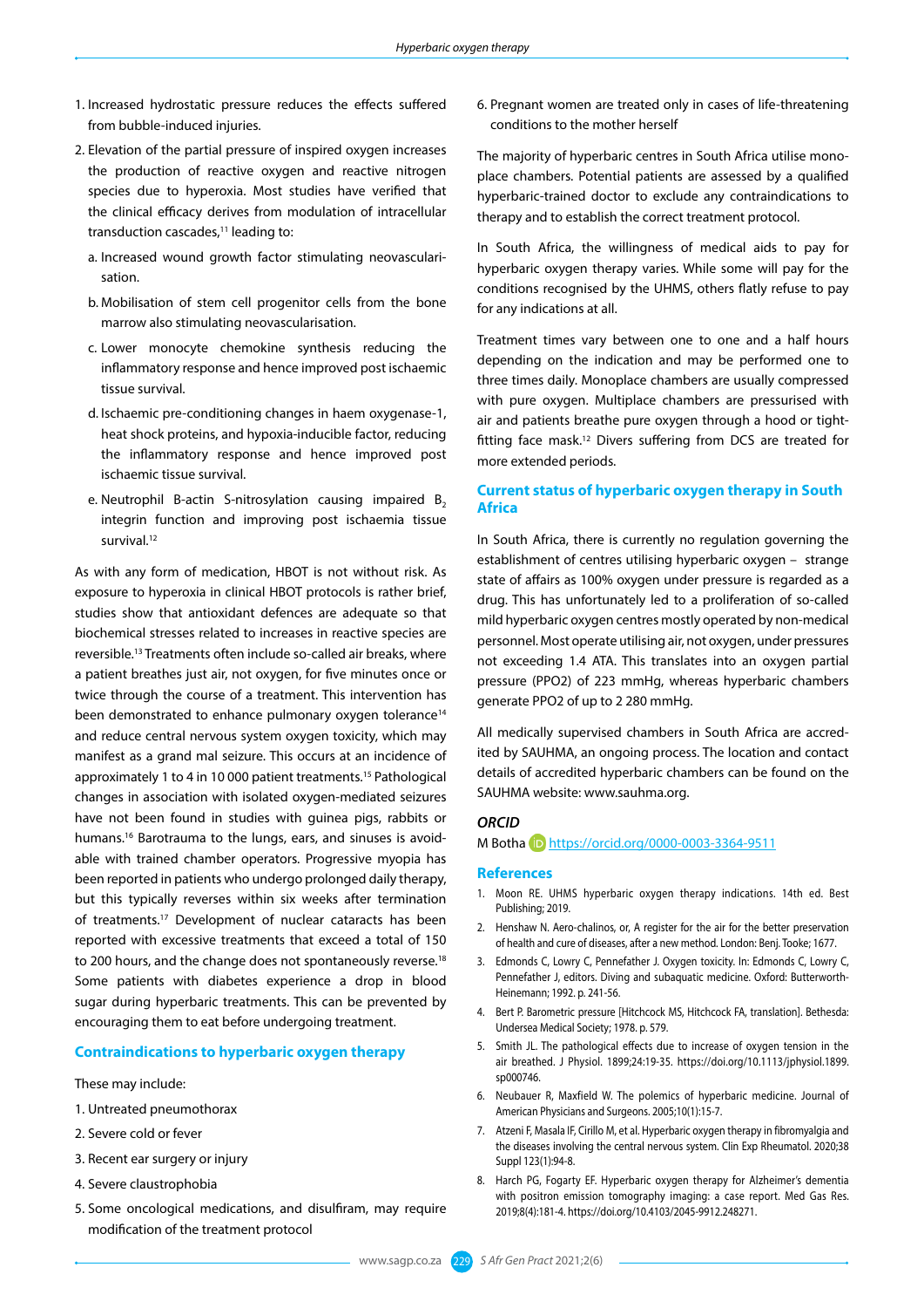1. Increased hydrostatic pressure reduces the effects suffered from bubble-induced injuries.
2. Elevation of the partial pressure of inspired oxygen increases the production of reactive oxygen and reactive nitrogen species due to hyperoxia. Most studies have verified that the clinical efficacy derives from modulation of intracellular transduction cascades,[11] leading to:
   a. Increased wound growth factor stimulating neovascularisation.
   b. Mobilisation of stem cell progenitor cells from the bone marrow also stimulating neovascularisation.
   c. Lower monocyte chemokine synthesis reducing the inflammatory response and hence improved post ischaemic tissue survival.
   d. Ischaemic pre-conditioning changes in haem oxygenase-1, heat shock proteins, and hypoxia-inducible factor, reducing the inflammatory response and hence improved post ischaemic tissue survival.
   e. Neutrophil B-actin S-nitrosylation causing impaired $B_2$ integrin function and improving post ischaemia tissue survival.[12]

As with any form of medication, HBOT is not without risk. As exposure to hyperoxia in clinical HBOT protocols is rather brief, studies show that antioxidant defences are adequate so that biochemical stresses related to increases in reactive species are reversible.[13] Treatments often include so-called air breaks, where a patient breathes just air, not oxygen, for five minutes once or twice through the course of a treatment. This intervention has been demonstrated to enhance pulmonary oxygen tolerance[14] and reduce central nervous system oxygen toxicity, which may manifest as a grand mal seizure. This occurs at an incidence of approximately 1 to 4 in 10 000 patient treatments.[15] Pathological changes in association with isolated oxygen-mediated seizures have not been found in studies with guinea pigs, rabbits or humans.[16] Barotrauma to the lungs, ears, and sinuses is avoidable with trained chamber operators. Progressive myopia has been reported in patients who undergo prolonged daily therapy, but this typically reverses within six weeks after termination of treatments.[17] Development of nuclear cataracts has been reported with excessive treatments that exceed a total of 150 to 200 hours, and the change does not spontaneously reverse.[18] Some patients with diabetes experience a drop in blood sugar during hyperbaric treatments. This can be prevented by encouraging them to eat before undergoing treatment.

## Contraindications to hyperbaric oxygen therapy

These may include:

1. Untreated pneumothorax
2. Severe cold or fever
3. Recent ear surgery or injury
4. Severe claustrophobia
5. Some oncological medications, and disulfiram, may require modification of the treatment protocol
6. Pregnant women are treated only in cases of life-threatening conditions to the mother herself

The majority of hyperbaric centres in South Africa utilise monoplace chambers. Potential patients are assessed by a qualified hyperbaric-trained doctor to exclude any contraindications to therapy and to establish the correct treatment protocol.

In South Africa, the willingness of medical aids to pay for hyperbaric oxygen therapy varies. While some will pay for the conditions recognised by the UHMS, others flatly refuse to pay for any indications at all.

Treatment times vary between one to one and a half hours depending on the indication and may be performed one to three times daily. Monoplace chambers are usually compressed with pure oxygen. Multiplace chambers are pressurised with air and patients breathe pure oxygen through a hood or tight-fitting face mask.[12] Divers suffering from DCS are treated for more extended periods.

## Current status of hyperbaric oxygen therapy in South Africa

In South Africa, there is currently no regulation governing the establishment of centres utilising hyperbaric oxygen – strange state of affairs as 100% oxygen under pressure is regarded as a drug. This has unfortunately led to a proliferation of so-called mild hyperbaric oxygen centres mostly operated by non-medical personnel. Most operate utilising air, not oxygen, under pressures not exceeding 1.4 ATA. This translates into an oxygen partial pressure (PPO2) of 223 mmHg, whereas hyperbaric chambers generate PPO2 of up to 2 280 mmHg.

All medically supervised chambers in South Africa are accredited by SAUHMA, an ongoing process. The location and contact details of accredited hyperbaric chambers can be found on the SAUHMA website: www.sauhma.org.

### *ORCID*

M Botha https://orcid.org/0000-0003-3364-9511

## References

1. Moon RE. UHMS hyperbaric oxygen therapy indications. 14th ed. Best Publishing; 2019.
2. Henshaw N. Aero-chalinos, or, A register for the air for the better preservation of health and cure of diseases, after a new method. London: Benj. Tooke; 1677.
3. Edmonds C, Lowry C, Pennefather J. Oxygen toxicity. In: Edmonds C, Lowry C, Pennefather J, editors. Diving and subaquatic medicine. Oxford: Butterworth-Heinemann; 1992. p. 241-56.
4. Bert P. Barometric pressure [Hitchcock MS, Hitchcock FA, translation]. Bethesda: Undersea Medical Society; 1978. p. 579.
5. Smith JL. The pathological effects due to increase of oxygen tension in the air breathed. J Physiol. 1899;24:19-35. https://doi.org/10.1113/jphysiol.1899.sp000746.
6. Neubauer R, Maxfield W. The polemics of hyperbaric medicine. Journal of American Physicians and Surgeons. 2005;10(1):15-7.
7. Atzeni F, Masala IF, Cirillo M, et al. Hyperbaric oxygen therapy in fibromyalgia and the diseases involving the central nervous system. Clin Exp Rheumatol. 2020;38 Suppl 123(1):94-8.
8. Harch PG, Fogarty EF. Hyperbaric oxygen therapy for Alzheimer's dementia with positron emission tomography imaging: a case report. Med Gas Res. 2019;8(4):181-4. https://doi.org/10.4103/2045-9912.248271.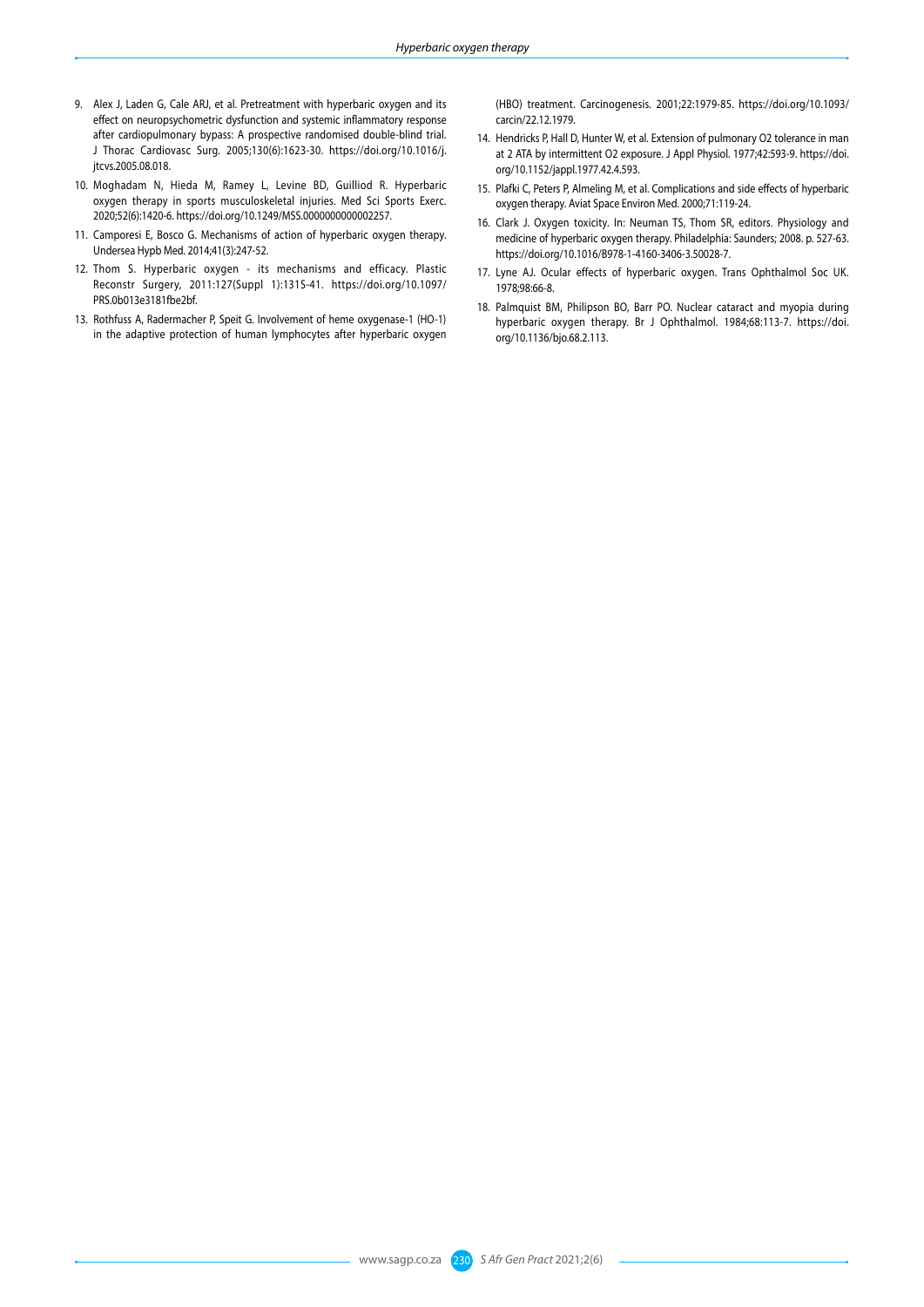9. Alex J, Laden G, Cale ARJ, et al. Pretreatment with hyperbaric oxygen and its effect on neuropsychometric dysfunction and systemic inflammatory response after cardiopulmonary bypass: A prospective randomised double-blind trial. J Thorac Cardiovasc Surg. 2005;130(6):1623-30. https://doi.org/10.1016/j.jtcvs.2005.08.018.
10. Moghadam N, Hieda M, Ramey L, Levine BD, Guilliod R. Hyperbaric oxygen therapy in sports musculoskeletal injuries. Med Sci Sports Exerc. 2020;52(6):1420-6. https://doi.org/10.1249/MSS.0000000000002257.
11. Camporesi E, Bosco G. Mechanisms of action of hyperbaric oxygen therapy. Undersea Hypb Med. 2014;41(3):247-52.
12. Thom S. Hyperbaric oxygen - its mechanisms and efficacy. Plastic Reconstr Surgery, 2011:127(Suppl 1):131S-41. https://doi.org/10.1097/PRS.0b013e3181fbe2bf.
13. Rothfuss A, Radermacher P, Speit G. Involvement of heme oxygenase-1 (HO-1) in the adaptive protection of human lymphocytes after hyperbaric oxygen (HBO) treatment. Carcinogenesis. 2001;22:1979-85. https://doi.org/10.1093/carcin/22.12.1979.
14. Hendricks P, Hall D, Hunter W, et al. Extension of pulmonary O2 tolerance in man at 2 ATA by intermittent O2 exposure. J Appl Physiol. 1977;42:593-9. https://doi.org/10.1152/jappl.1977.42.4.593.
15. Plafki C, Peters P, Almeling M, et al. Complications and side effects of hyperbaric oxygen therapy. Aviat Space Environ Med. 2000;71:119-24.
16. Clark J. Oxygen toxicity. In: Neuman TS, Thom SR, editors. Physiology and medicine of hyperbaric oxygen therapy. Philadelphia: Saunders; 2008. p. 527-63. https://doi.org/10.1016/B978-1-4160-3406-3.50028-7.
17. Lyne AJ. Ocular effects of hyperbaric oxygen. Trans Ophthalmol Soc UK. 1978;98:66-8.
18. Palmquist BM, Philipson BO, Barr PO. Nuclear cataract and myopia during hyperbaric oxygen therapy. Br J Ophthalmol. 1984;68:113-7. https://doi.org/10.1136/bjo.68.2.113.